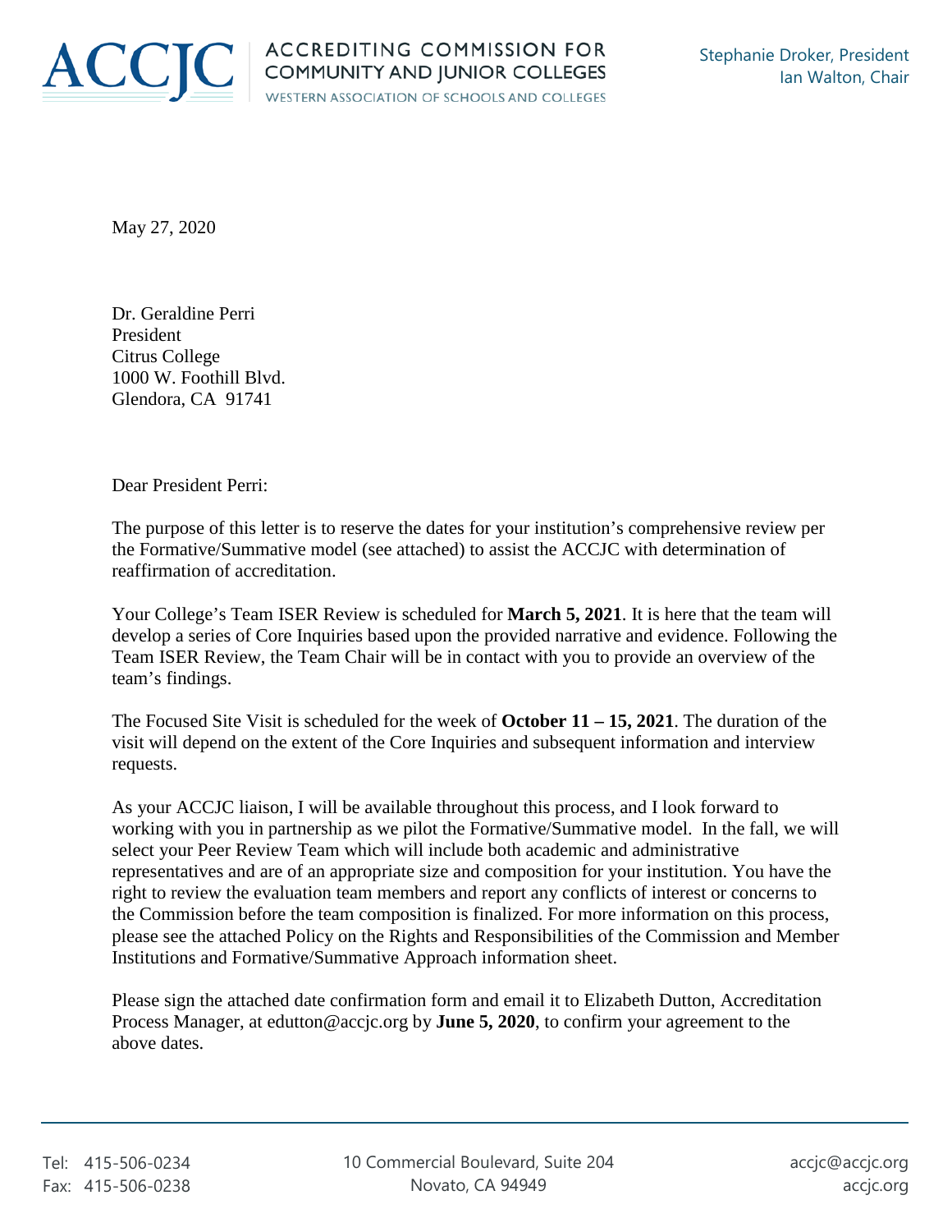# ACCJC

ACCREDITING COMMISSION FOR COMMUNITY AND JUNIOR COLLEGES

WESTERN ASSOCIATION OF SCHOOLS AND COLLEGES

Stephanie Droker, President
Ian Walton, Chair

May 27, 2020

Dr. Geraldine Perri
President
Citrus College
1000 W. Foothill Blvd.
Glendora, CA 91741

Dear President Perri:

The purpose of this letter is to reserve the dates for your institution's comprehensive review per the Formative/Summative model (see attached) to assist the ACCJC with determination of reaffirmation of accreditation.

Your College's Team ISER Review is scheduled for **March 5, 2021**. It is here that the team will develop a series of Core Inquiries based upon the provided narrative and evidence. Following the Team ISER Review, the Team Chair will be in contact with you to provide an overview of the team's findings.

The Focused Site Visit is scheduled for the week of **October 11 – 15, 2021**. The duration of the visit will depend on the extent of the Core Inquiries and subsequent information and interview requests.

As your ACCJC liaison, I will be available throughout this process, and I look forward to working with you in partnership as we pilot the Formative/Summative model. In the fall, we will select your Peer Review Team which will include both academic and administrative representatives and are of an appropriate size and composition for your institution. You have the right to review the evaluation team members and report any conflicts of interest or concerns to the Commission before the team composition is finalized. For more information on this process, please see the attached Policy on the Rights and Responsibilities of the Commission and Member Institutions and Formative/Summative Approach information sheet.

Please sign the attached date confirmation form and email it to Elizabeth Dutton, Accreditation Process Manager, at edutton@accjc.org by **June 5, 2020**, to confirm your agreement to the above dates.

Tel: 415-506-0234
Fax: 415-506-0238

10 Commercial Boulevard, Suite 204
Novato, CA 94949

accjc@accjc.org
accjc.org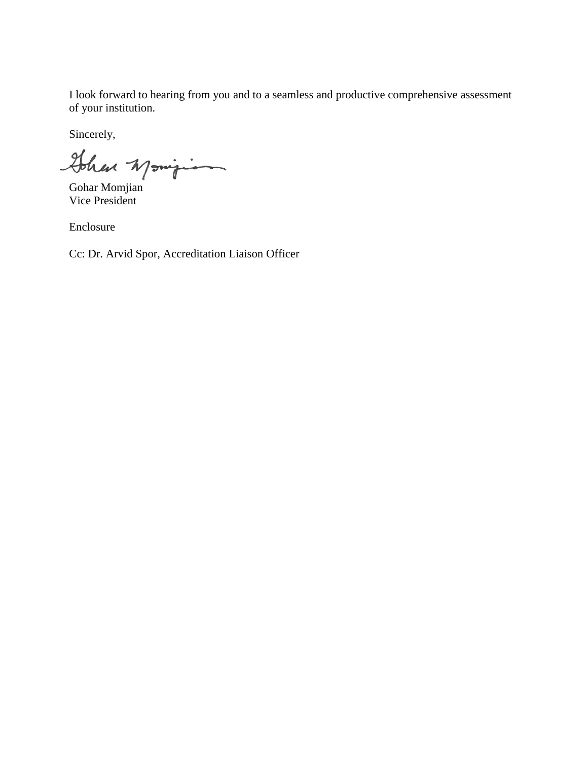I look forward to hearing from you and to a seamless and productive comprehensive assessment of your institution.

Sincerely,

Gohar Momjian  
Vice President

Enclosure

Cc: Dr. Arvid Spor, Accreditation Liaison Officer